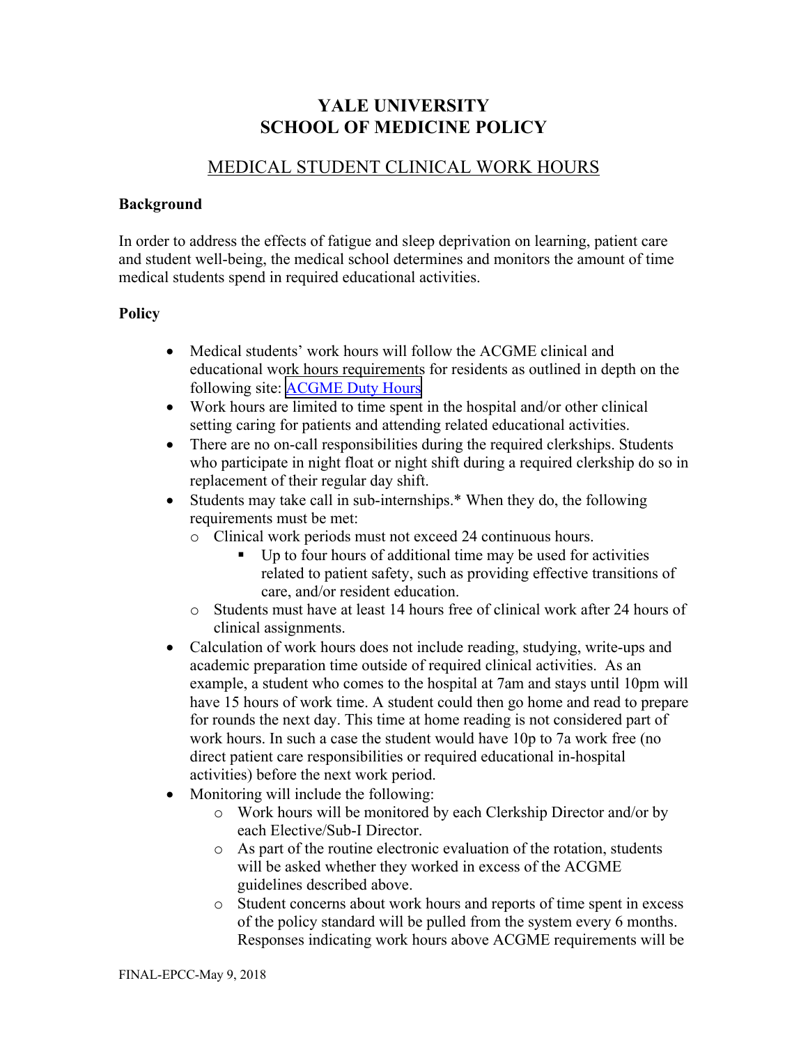# YALE UNIVERSITY
# SCHOOL OF MEDICINE POLICY

## MEDICAL STUDENT CLINICAL WORK HOURS

**Background**

In order to address the effects of fatigue and sleep deprivation on learning, patient care and student well-being, the medical school determines and monitors the amount of time medical students spend in required educational activities.

**Policy**

- Medical students' work hours will follow the ACGME clinical and educational work hours requirements for residents as outlined in depth on the following site: ACGME Duty Hours
- Work hours are limited to time spent in the hospital and/or other clinical setting caring for patients and attending related educational activities.
- There are no on-call responsibilities during the required clerkships. Students who participate in night float or night shift during a required clerkship do so in replacement of their regular day shift.
- Students may take call in sub-internships.* When they do, the following requirements must be met:
  - Clinical work periods must not exceed 24 continuous hours.
    - Up to four hours of additional time may be used for activities related to patient safety, such as providing effective transitions of care, and/or resident education.
  - Students must have at least 14 hours free of clinical work after 24 hours of clinical assignments.
- Calculation of work hours does not include reading, studying, write-ups and academic preparation time outside of required clinical activities. As an example, a student who comes to the hospital at 7am and stays until 10pm will have 15 hours of work time. A student could then go home and read to prepare for rounds the next day. This time at home reading is not considered part of work hours. In such a case the student would have 10p to 7a work free (no direct patient care responsibilities or required educational in-hospital activities) before the next work period.
- Monitoring will include the following:
  - Work hours will be monitored by each Clerkship Director and/or by each Elective/Sub-I Director.
  - As part of the routine electronic evaluation of the rotation, students will be asked whether they worked in excess of the ACGME guidelines described above.
  - Student concerns about work hours and reports of time spent in excess of the policy standard will be pulled from the system every 6 months. Responses indicating work hours above ACGME requirements will be

FINAL-EPCC-May 9, 2018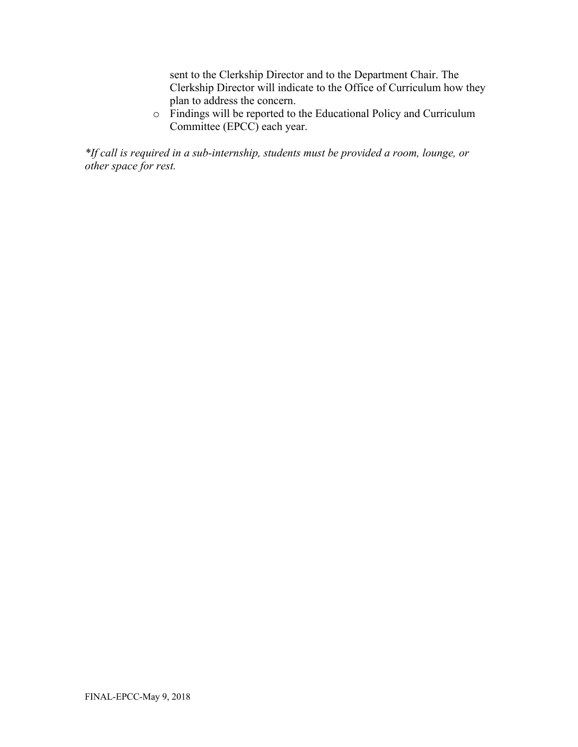sent to the Clerkship Director and to the Department Chair. The Clerkship Director will indicate to the Office of Curriculum how they plan to address the concern.

- Findings will be reported to the Educational Policy and Curriculum Committee (EPCC) each year.

*\*If call is required in a sub-internship, students must be provided a room, lounge, or other space for rest.*

FINAL-EPCC-May 9, 2018